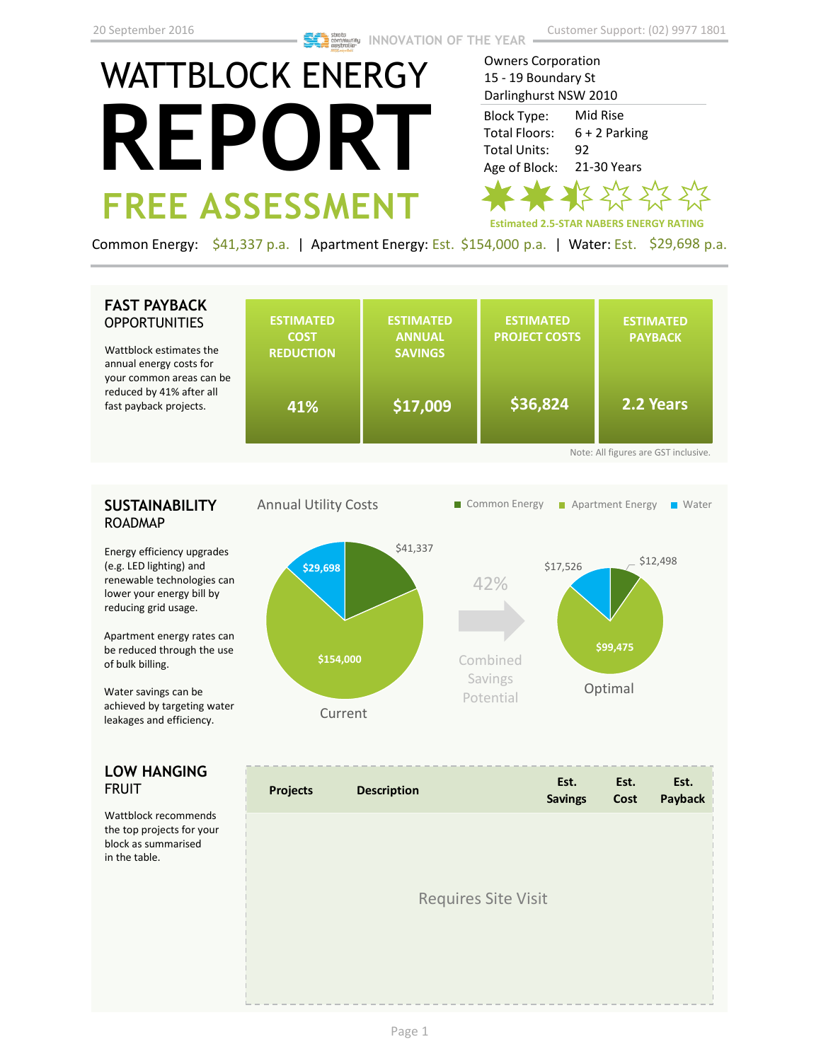20 September 2016

INNOVATION OF THE YEAR

Customer Support: (02) 9977 1801

# WATTBLOCK ENERGY REPORT

## FREE ASSESSMENT

Owners Corporation
15 - 19 Boundary St
Darlinghurst NSW 2010

| | |
|---|---|
| Block Type: | Mid Rise |
| Total Floors: | 6 + 2 Parking |
| Total Units: | 92 |
| Age of Block: | 21-30 Years |

Estimated 2.5-STAR NABERS ENERGY RATING

Common Energy: $41,337 p.a. | Apartment Energy: Est. $154,000 p.a. | Water: Est. $29,698 p.a.

## FAST PAYBACK OPPORTUNITIES

Wattblock estimates the annual energy costs for your common areas can be reduced by 41% after all fast payback projects.

| ESTIMATED COST REDUCTION | ESTIMATED ANNUAL SAVINGS | ESTIMATED PROJECT COSTS | ESTIMATED PAYBACK |
|---|---|---|---|
| 41% | $17,009 | $36,824 | 2.2 Years |

Note: All figures are GST inclusive.

## SUSTAINABILITY ROADMAP

Energy efficiency upgrades (e.g. LED lighting) and renewable technologies can lower your energy bill by reducing grid usage.

Apartment energy rates can be reduced through the use of bulk billing.

Water savings can be achieved by targeting water leakages and efficiency.

Annual Utility Costs

Common Energy | Apartment Energy | Water

| | Current | Optimal |
|---|---|---|
| Common Energy | $41,337 | $12,498 |
| Apartment Energy | $154,000 | $99,475 |
| Water | $29,698 | $17,526 |

42% Combined Savings Potential

## LOW HANGING FRUIT

Wattblock recommends the top projects for your block as summarised in the table.

| Projects | Description | Est. Savings | Est. Cost | Est. Payback |
|---|---|---|---|---|
| Requires Site Visit | | | | |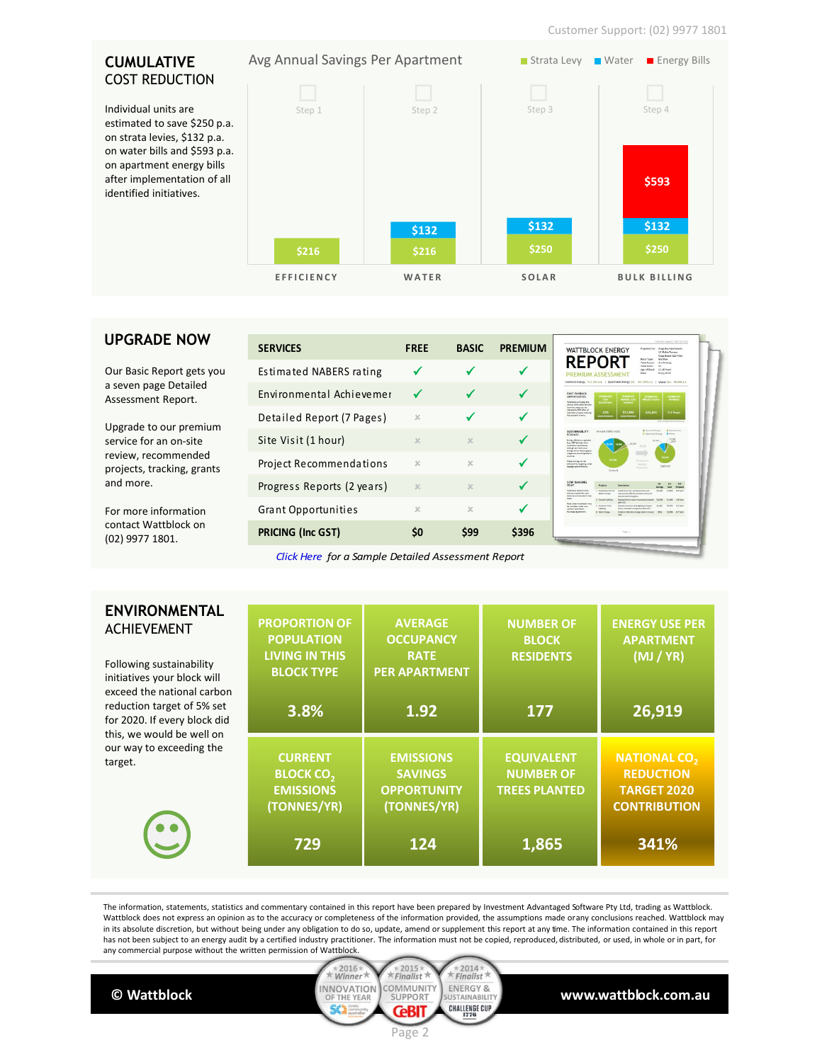## CUMULATIVE COST REDUCTION

Individual units are estimated to save $250 p.a. on strata levies, $132 p.a. on water bills and $593 p.a. on apartment energy bills after implementation of all identified initiatives.

Avg Annual Savings Per Apartment

Strata Levy  Water  Energy Bills

Step 1
$216
EFFICIENCY

Step 2
$132
$216
WATER

Step 3
$132
$250
SOLAR

Step 4
$593
$132
$250
BULK BILLING

## UPGRADE NOW

Our Basic Report gets you a seven page Detailed Assessment Report.

Upgrade to our premium service for an on-site review, recommended projects, tracking, grants and more.

For more information contact Wattblock on (02) 9977 1801.

| SERVICES | FREE | BASIC | PREMIUM |
|---|---|---|---|
| Estimated NABERS rating | ✓ | ✓ | ✓ |
| Environmental Achievemer | ✓ | ✓ | ✓ |
| Detailed Report (7 Pages) | × | ✓ | ✓ |
| Site Visit (1 hour) | × | × | ✓ |
| Project Recommendations | × | × | ✓ |
| Progress Reports (2 years) | × | × | ✓ |
| Grant Opportunities | × | × | ✓ |
| PRICING (Inc GST) | $0 | $99 | $396 |

*Click Here for a Sample Detailed Assessment Report*

## ENVIRONMENTAL ACHIEVEMENT

Following sustainability initiatives your block will exceed the national carbon reduction target of 5% set for 2020. If every block did this, we would be well on our way to exceeding the target.

| | | | |
|---|---|---|---|
| PROPORTION OF POPULATION LIVING IN THIS BLOCK TYPE<br>3.8% | AVERAGE OCCUPANCY RATE PER APARTMENT<br>1.92 | NUMBER OF BLOCK RESIDENTS<br>177 | ENERGY USE PER APARTMENT (MJ / YR)<br>26,919 |
| CURRENT BLOCK $CO_2$ EMISSIONS (TONNES/YR)<br>729 | EMISSIONS SAVINGS OPPORTUNITY (TONNES/YR)<br>124 | EQUIVALENT NUMBER OF TREES PLANTED<br>1,865 | NATIONAL $CO_2$ REDUCTION TARGET 2020 CONTRIBUTION<br>341% |

The information, statements, statistics and commentary contained in this report have been prepared by Investment Advantaged Software Pty Ltd, trading as Wattblock. Wattblock does not express an opinion as to the accuracy or completeness of the information provided, the assumptions made or any conclusions reached. Wattblock may in its absolute discretion, but without being under any obligation to do so, update, amend or supplement this report at any time. The information contained in this report has not been subject to an energy audit by a certified industry practitioner. The information must not be copied, reproduced, distributed, or used, in whole or in part, for any commercial purpose without the written permission of Wattblock.

© Wattblock

2016 Winner INNOVATION OF THE YEAR — 2015 Finalist COMMUNITY SUPPORT CeBIT — 2014 Finalist ENERGY & SUSTAINABILITY CHALLENGE CUP

www.wattblock.com.au